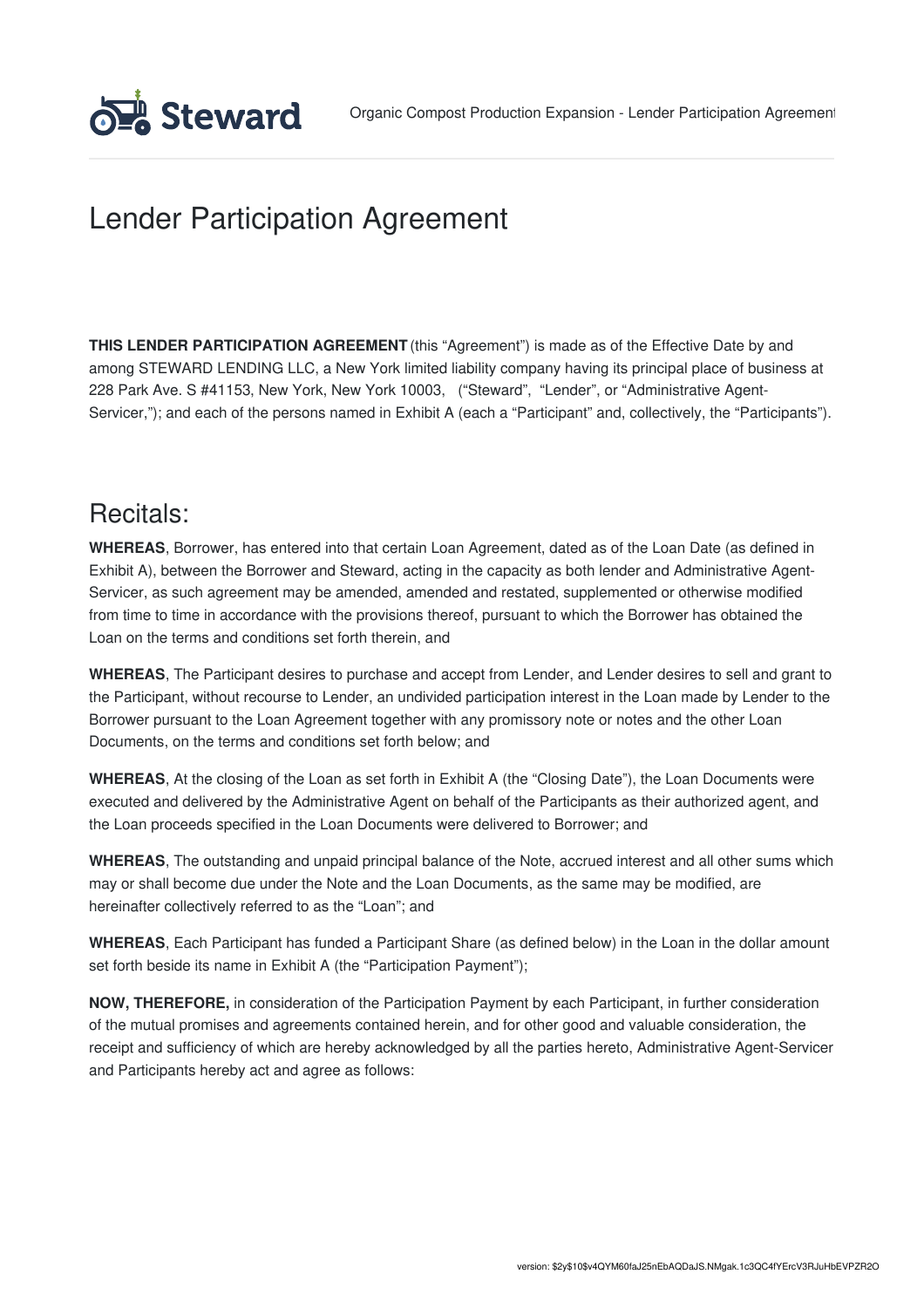# Lender Participation Agreement

**THIS LENDER PARTICIPATION AGREEMENT** (this "Agreement") is made as of the Effective Date by and among STEWARD LENDING LLC, a New York limited liability company having its principal place of business at 228 Park Ave. S #41153, New York, New York 10003, ("Steward", "Lender", or "Administrative Agent-Servicer,"); and each of the persons named in Exhibit A (each a "Participant" and, collectively, the "Participants").

## Recitals:

**WHEREAS**, Borrower, has entered into that certain Loan Agreement, dated as of the Loan Date (as defined in Exhibit A), between the Borrower and Steward, acting in the capacity as both lender and Administrative Agent-Servicer, as such agreement may be amended, amended and restated, supplemented or otherwise modified from time to time in accordance with the provisions thereof, pursuant to which the Borrower has obtained the Loan on the terms and conditions set forth therein, and

**WHEREAS**, The Participant desires to purchase and accept from Lender, and Lender desires to sell and grant to the Participant, without recourse to Lender, an undivided participation interest in the Loan made by Lender to the Borrower pursuant to the Loan Agreement together with any promissory note or notes and the other Loan Documents, on the terms and conditions set forth below; and

**WHEREAS**, At the closing of the Loan as set forth in Exhibit A (the "Closing Date"), the Loan Documents were executed and delivered by the Administrative Agent on behalf of the Participants as their authorized agent, and the Loan proceeds specified in the Loan Documents were delivered to Borrower; and

**WHEREAS**, The outstanding and unpaid principal balance of the Note, accrued interest and all other sums which may or shall become due under the Note and the Loan Documents, as the same may be modified, are hereinafter collectively referred to as the "Loan"; and

**WHEREAS**, Each Participant has funded a Participant Share (as defined below) in the Loan in the dollar amount set forth beside its name in Exhibit A (the "Participation Payment");

**NOW, THEREFORE,** in consideration of the Participation Payment by each Participant, in further consideration of the mutual promises and agreements contained herein, and for other good and valuable consideration, the receipt and sufficiency of which are hereby acknowledged by all the parties hereto, Administrative Agent-Servicer and Participants hereby act and agree as follows: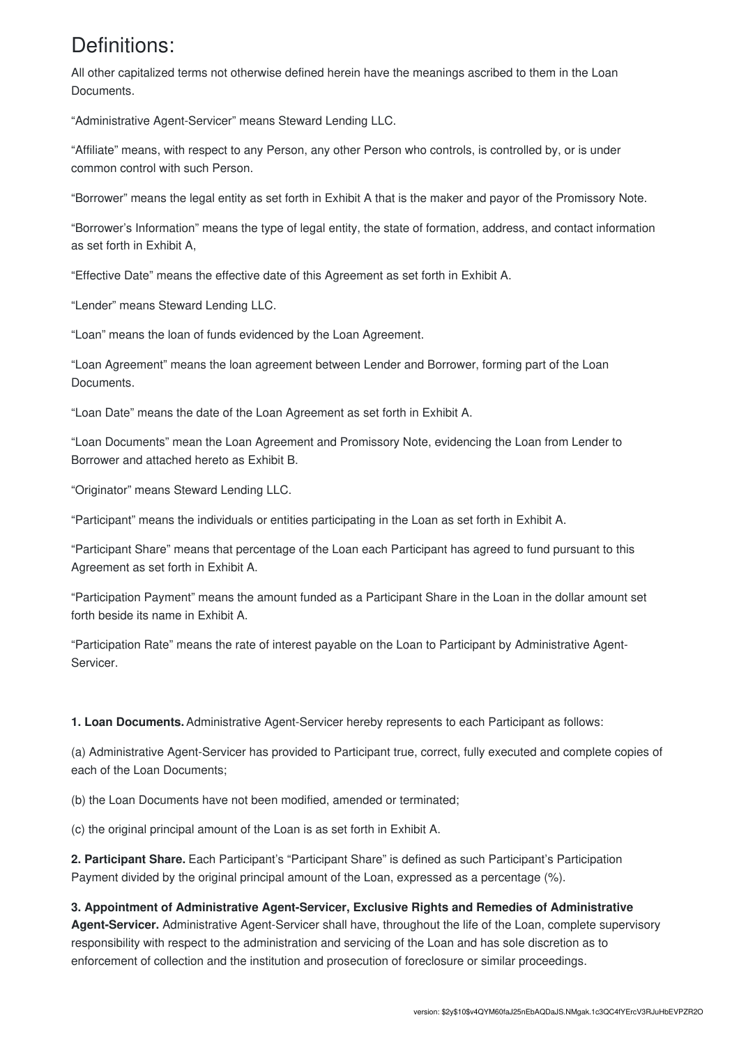# Definitions:

All other capitalized terms not otherwise defined herein have the meanings ascribed to them in the Loan Documents.

"Administrative Agent-Servicer" means Steward Lending LLC.

"Affiliate" means, with respect to any Person, any other Person who controls, is controlled by, or is under common control with such Person.

"Borrower" means the legal entity as set forth in Exhibit A that is the maker and payor of the Promissory Note.

"Borrower's Information" means the type of legal entity, the state of formation, address, and contact information as set forth in Exhibit A,

"Effective Date" means the effective date of this Agreement as set forth in Exhibit A.

"Lender" means Steward Lending LLC.

"Loan" means the loan of funds evidenced by the Loan Agreement.

"Loan Agreement" means the loan agreement between Lender and Borrower, forming part of the Loan Documents.

"Loan Date" means the date of the Loan Agreement as set forth in Exhibit A.

"Loan Documents" mean the Loan Agreement and Promissory Note, evidencing the Loan from Lender to Borrower and attached hereto as Exhibit B.

"Originator" means Steward Lending LLC.

"Participant" means the individuals or entities participating in the Loan as set forth in Exhibit A.

"Participant Share" means that percentage of the Loan each Participant has agreed to fund pursuant to this Agreement as set forth in Exhibit A.

"Participation Payment" means the amount funded as a Participant Share in the Loan in the dollar amount set forth beside its name in Exhibit A.

"Participation Rate" means the rate of interest payable on the Loan to Participant by Administrative Agent-Servicer.

**1. Loan Documents.** Administrative Agent-Servicer hereby represents to each Participant as follows:

(a) Administrative Agent-Servicer has provided to Participant true, correct, fully executed and complete copies of each of the Loan Documents;

(b) the Loan Documents have not been modified, amended or terminated;

(c) the original principal amount of the Loan is as set forth in Exhibit A.

**2. Participant Share.** Each Participant's "Participant Share" is defined as such Participant's Participation Payment divided by the original principal amount of the Loan, expressed as a percentage (%).

**3. Appointment of Administrative Agent-Servicer, Exclusive Rights and Remedies of Administrative Agent-Servicer.** Administrative Agent-Servicer shall have, throughout the life of the Loan, complete supervisory responsibility with respect to the administration and servicing of the Loan and has sole discretion as to enforcement of collection and the institution and prosecution of foreclosure or similar proceedings.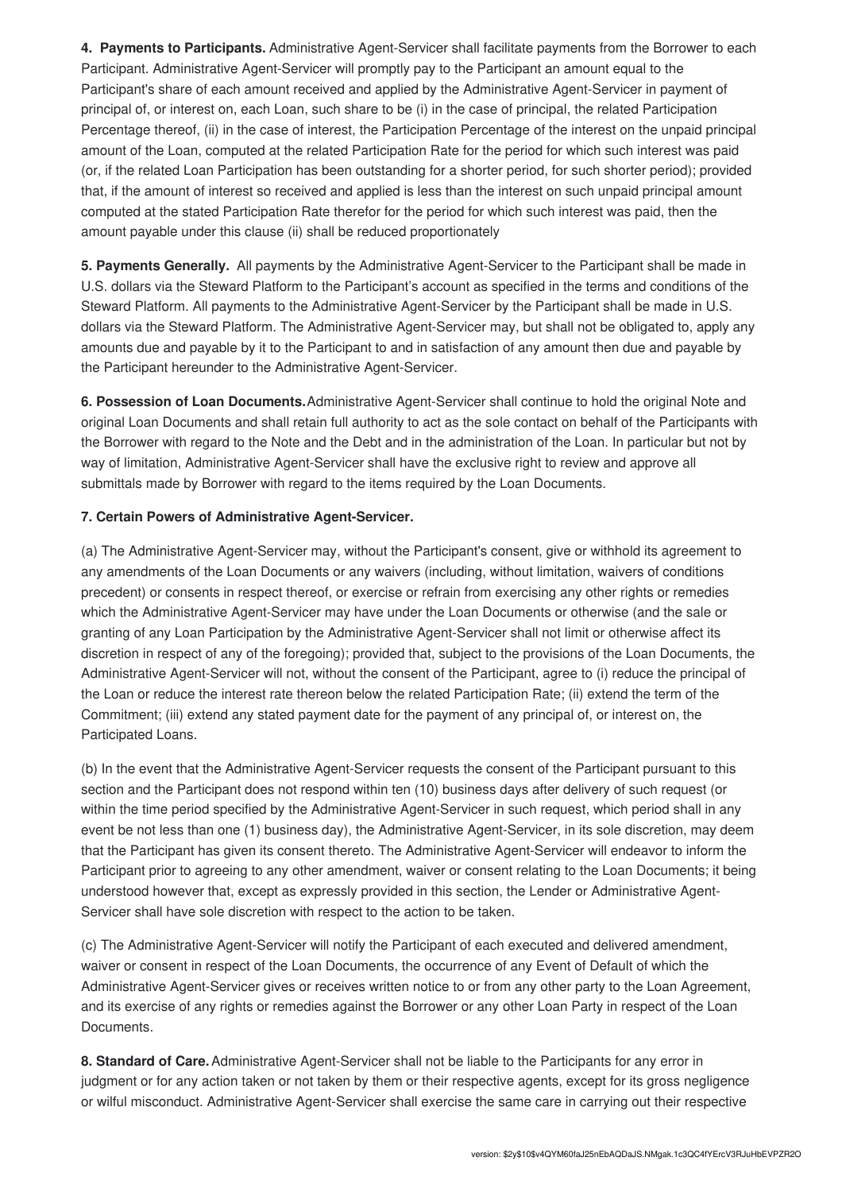**4. Payments to Participants.** Administrative Agent-Servicer shall facilitate payments from the Borrower to each Participant. Administrative Agent-Servicer will promptly pay to the Participant an amount equal to the Participant's share of each amount received and applied by the Administrative Agent-Servicer in payment of principal of, or interest on, each Loan, such share to be (i) in the case of principal, the related Participation Percentage thereof, (ii) in the case of interest, the Participation Percentage of the interest on the unpaid principal amount of the Loan, computed at the related Participation Rate for the period for which such interest was paid (or, if the related Loan Participation has been outstanding for a shorter period, for such shorter period); provided that, if the amount of interest so received and applied is less than the interest on such unpaid principal amount computed at the stated Participation Rate therefor for the period for which such interest was paid, then the amount payable under this clause (ii) shall be reduced proportionately

**5. Payments Generally.** All payments by the Administrative Agent-Servicer to the Participant shall be made in U.S. dollars via the Steward Platform to the Participant's account as specified in the terms and conditions of the Steward Platform. All payments to the Administrative Agent-Servicer by the Participant shall be made in U.S. dollars via the Steward Platform. The Administrative Agent-Servicer may, but shall not be obligated to, apply any amounts due and payable by it to the Participant to and in satisfaction of any amount then due and payable by the Participant hereunder to the Administrative Agent-Servicer.

**6. Possession of Loan Documents.** Administrative Agent-Servicer shall continue to hold the original Note and original Loan Documents and shall retain full authority to act as the sole contact on behalf of the Participants with the Borrower with regard to the Note and the Debt and in the administration of the Loan. In particular but not by way of limitation, Administrative Agent-Servicer shall have the exclusive right to review and approve all submittals made by Borrower with regard to the items required by the Loan Documents.

**7. Certain Powers of Administrative Agent-Servicer.**

(a) The Administrative Agent-Servicer may, without the Participant's consent, give or withhold its agreement to any amendments of the Loan Documents or any waivers (including, without limitation, waivers of conditions precedent) or consents in respect thereof, or exercise or refrain from exercising any other rights or remedies which the Administrative Agent-Servicer may have under the Loan Documents or otherwise (and the sale or granting of any Loan Participation by the Administrative Agent-Servicer shall not limit or otherwise affect its discretion in respect of any of the foregoing); provided that, subject to the provisions of the Loan Documents, the Administrative Agent-Servicer will not, without the consent of the Participant, agree to (i) reduce the principal of the Loan or reduce the interest rate thereon below the related Participation Rate; (ii) extend the term of the Commitment; (iii) extend any stated payment date for the payment of any principal of, or interest on, the Participated Loans.

(b) In the event that the Administrative Agent-Servicer requests the consent of the Participant pursuant to this section and the Participant does not respond within ten (10) business days after delivery of such request (or within the time period specified by the Administrative Agent-Servicer in such request, which period shall in any event be not less than one (1) business day), the Administrative Agent-Servicer, in its sole discretion, may deem that the Participant has given its consent thereto. The Administrative Agent-Servicer will endeavor to inform the Participant prior to agreeing to any other amendment, waiver or consent relating to the Loan Documents; it being understood however that, except as expressly provided in this section, the Lender or Administrative Agent-Servicer shall have sole discretion with respect to the action to be taken.

(c) The Administrative Agent-Servicer will notify the Participant of each executed and delivered amendment, waiver or consent in respect of the Loan Documents, the occurrence of any Event of Default of which the Administrative Agent-Servicer gives or receives written notice to or from any other party to the Loan Agreement, and its exercise of any rights or remedies against the Borrower or any other Loan Party in respect of the Loan Documents.

**8. Standard of Care.** Administrative Agent-Servicer shall not be liable to the Participants for any error in judgment or for any action taken or not taken by them or their respective agents, except for its gross negligence or wilful misconduct. Administrative Agent-Servicer shall exercise the same care in carrying out their respective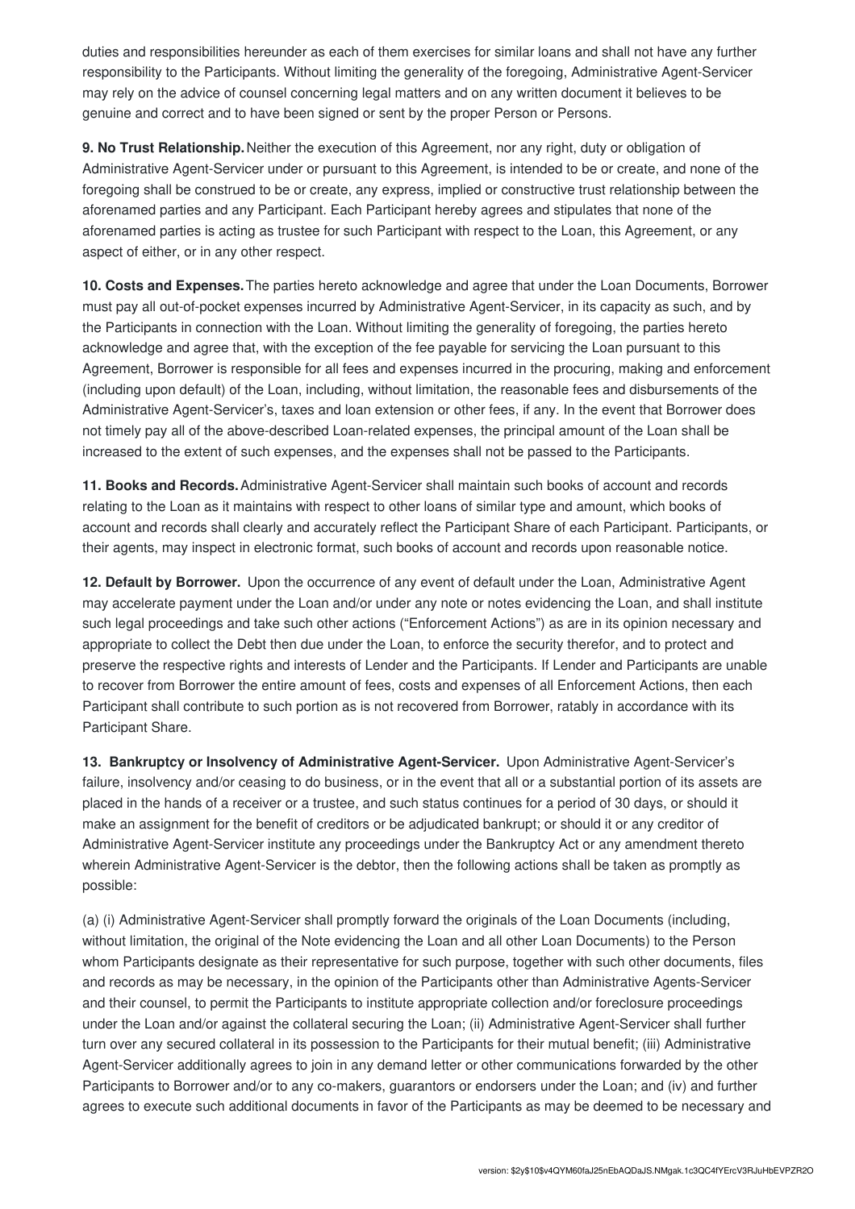duties and responsibilities hereunder as each of them exercises for similar loans and shall not have any further responsibility to the Participants. Without limiting the generality of the foregoing, Administrative Agent-Servicer may rely on the advice of counsel concerning legal matters and on any written document it believes to be genuine and correct and to have been signed or sent by the proper Person or Persons.

**9. No Trust Relationship.** Neither the execution of this Agreement, nor any right, duty or obligation of Administrative Agent-Servicer under or pursuant to this Agreement, is intended to be or create, and none of the foregoing shall be construed to be or create, any express, implied or constructive trust relationship between the aforenamed parties and any Participant. Each Participant hereby agrees and stipulates that none of the aforenamed parties is acting as trustee for such Participant with respect to the Loan, this Agreement, or any aspect of either, or in any other respect.

**10. Costs and Expenses.** The parties hereto acknowledge and agree that under the Loan Documents, Borrower must pay all out-of-pocket expenses incurred by Administrative Agent-Servicer, in its capacity as such, and by the Participants in connection with the Loan. Without limiting the generality of foregoing, the parties hereto acknowledge and agree that, with the exception of the fee payable for servicing the Loan pursuant to this Agreement, Borrower is responsible for all fees and expenses incurred in the procuring, making and enforcement (including upon default) of the Loan, including, without limitation, the reasonable fees and disbursements of the Administrative Agent-Servicer's, taxes and loan extension or other fees, if any. In the event that Borrower does not timely pay all of the above-described Loan-related expenses, the principal amount of the Loan shall be increased to the extent of such expenses, and the expenses shall not be passed to the Participants.

**11. Books and Records.** Administrative Agent-Servicer shall maintain such books of account and records relating to the Loan as it maintains with respect to other loans of similar type and amount, which books of account and records shall clearly and accurately reflect the Participant Share of each Participant. Participants, or their agents, may inspect in electronic format, such books of account and records upon reasonable notice.

**12. Default by Borrower.** Upon the occurrence of any event of default under the Loan, Administrative Agent may accelerate payment under the Loan and/or under any note or notes evidencing the Loan, and shall institute such legal proceedings and take such other actions ("Enforcement Actions") as are in its opinion necessary and appropriate to collect the Debt then due under the Loan, to enforce the security therefor, and to protect and preserve the respective rights and interests of Lender and the Participants. If Lender and Participants are unable to recover from Borrower the entire amount of fees, costs and expenses of all Enforcement Actions, then each Participant shall contribute to such portion as is not recovered from Borrower, ratably in accordance with its Participant Share.

**13. Bankruptcy or Insolvency of Administrative Agent-Servicer.** Upon Administrative Agent-Servicer's failure, insolvency and/or ceasing to do business, or in the event that all or a substantial portion of its assets are placed in the hands of a receiver or a trustee, and such status continues for a period of 30 days, or should it make an assignment for the benefit of creditors or be adjudicated bankrupt; or should it or any creditor of Administrative Agent-Servicer institute any proceedings under the Bankruptcy Act or any amendment thereto wherein Administrative Agent-Servicer is the debtor, then the following actions shall be taken as promptly as possible:

(a) (i) Administrative Agent-Servicer shall promptly forward the originals of the Loan Documents (including, without limitation, the original of the Note evidencing the Loan and all other Loan Documents) to the Person whom Participants designate as their representative for such purpose, together with such other documents, files and records as may be necessary, in the opinion of the Participants other than Administrative Agents-Servicer and their counsel, to permit the Participants to institute appropriate collection and/or foreclosure proceedings under the Loan and/or against the collateral securing the Loan; (ii) Administrative Agent-Servicer shall further turn over any secured collateral in its possession to the Participants for their mutual benefit; (iii) Administrative Agent-Servicer additionally agrees to join in any demand letter or other communications forwarded by the other Participants to Borrower and/or to any co-makers, guarantors or endorsers under the Loan; and (iv) and further agrees to execute such additional documents in favor of the Participants as may be deemed to be necessary and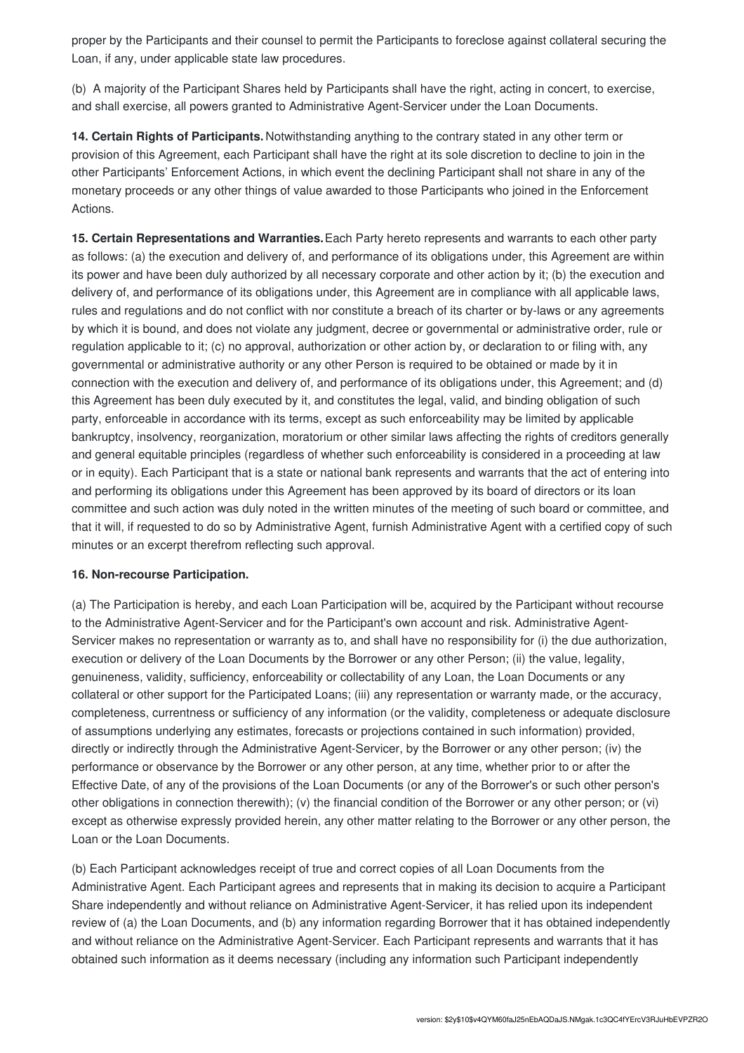proper by the Participants and their counsel to permit the Participants to foreclose against collateral securing the Loan, if any, under applicable state law procedures.

(b) A majority of the Participant Shares held by Participants shall have the right, acting in concert, to exercise, and shall exercise, all powers granted to Administrative Agent-Servicer under the Loan Documents.

**14. Certain Rights of Participants.** Notwithstanding anything to the contrary stated in any other term or provision of this Agreement, each Participant shall have the right at its sole discretion to decline to join in the other Participants' Enforcement Actions, in which event the declining Participant shall not share in any of the monetary proceeds or any other things of value awarded to those Participants who joined in the Enforcement Actions.

**15. Certain Representations and Warranties.** Each Party hereto represents and warrants to each other party as follows: (a) the execution and delivery of, and performance of its obligations under, this Agreement are within its power and have been duly authorized by all necessary corporate and other action by it; (b) the execution and delivery of, and performance of its obligations under, this Agreement are in compliance with all applicable laws, rules and regulations and do not conflict with nor constitute a breach of its charter or by-laws or any agreements by which it is bound, and does not violate any judgment, decree or governmental or administrative order, rule or regulation applicable to it; (c) no approval, authorization or other action by, or declaration to or filing with, any governmental or administrative authority or any other Person is required to be obtained or made by it in connection with the execution and delivery of, and performance of its obligations under, this Agreement; and (d) this Agreement has been duly executed by it, and constitutes the legal, valid, and binding obligation of such party, enforceable in accordance with its terms, except as such enforceability may be limited by applicable bankruptcy, insolvency, reorganization, moratorium or other similar laws affecting the rights of creditors generally and general equitable principles (regardless of whether such enforceability is considered in a proceeding at law or in equity). Each Participant that is a state or national bank represents and warrants that the act of entering into and performing its obligations under this Agreement has been approved by its board of directors or its loan committee and such action was duly noted in the written minutes of the meeting of such board or committee, and that it will, if requested to do so by Administrative Agent, furnish Administrative Agent with a certified copy of such minutes or an excerpt therefrom reflecting such approval.

**16. Non-recourse Participation.**

(a) The Participation is hereby, and each Loan Participation will be, acquired by the Participant without recourse to the Administrative Agent-Servicer and for the Participant's own account and risk. Administrative Agent-Servicer makes no representation or warranty as to, and shall have no responsibility for (i) the due authorization, execution or delivery of the Loan Documents by the Borrower or any other Person; (ii) the value, legality, genuineness, validity, sufficiency, enforceability or collectability of any Loan, the Loan Documents or any collateral or other support for the Participated Loans; (iii) any representation or warranty made, or the accuracy, completeness, currentness or sufficiency of any information (or the validity, completeness or adequate disclosure of assumptions underlying any estimates, forecasts or projections contained in such information) provided, directly or indirectly through the Administrative Agent-Servicer, by the Borrower or any other person; (iv) the performance or observance by the Borrower or any other person, at any time, whether prior to or after the Effective Date, of any of the provisions of the Loan Documents (or any of the Borrower's or such other person's other obligations in connection therewith); (v) the financial condition of the Borrower or any other person; or (vi) except as otherwise expressly provided herein, any other matter relating to the Borrower or any other person, the Loan or the Loan Documents.

(b) Each Participant acknowledges receipt of true and correct copies of all Loan Documents from the Administrative Agent. Each Participant agrees and represents that in making its decision to acquire a Participant Share independently and without reliance on Administrative Agent-Servicer, it has relied upon its independent review of (a) the Loan Documents, and (b) any information regarding Borrower that it has obtained independently and without reliance on the Administrative Agent-Servicer. Each Participant represents and warrants that it has obtained such information as it deems necessary (including any information such Participant independently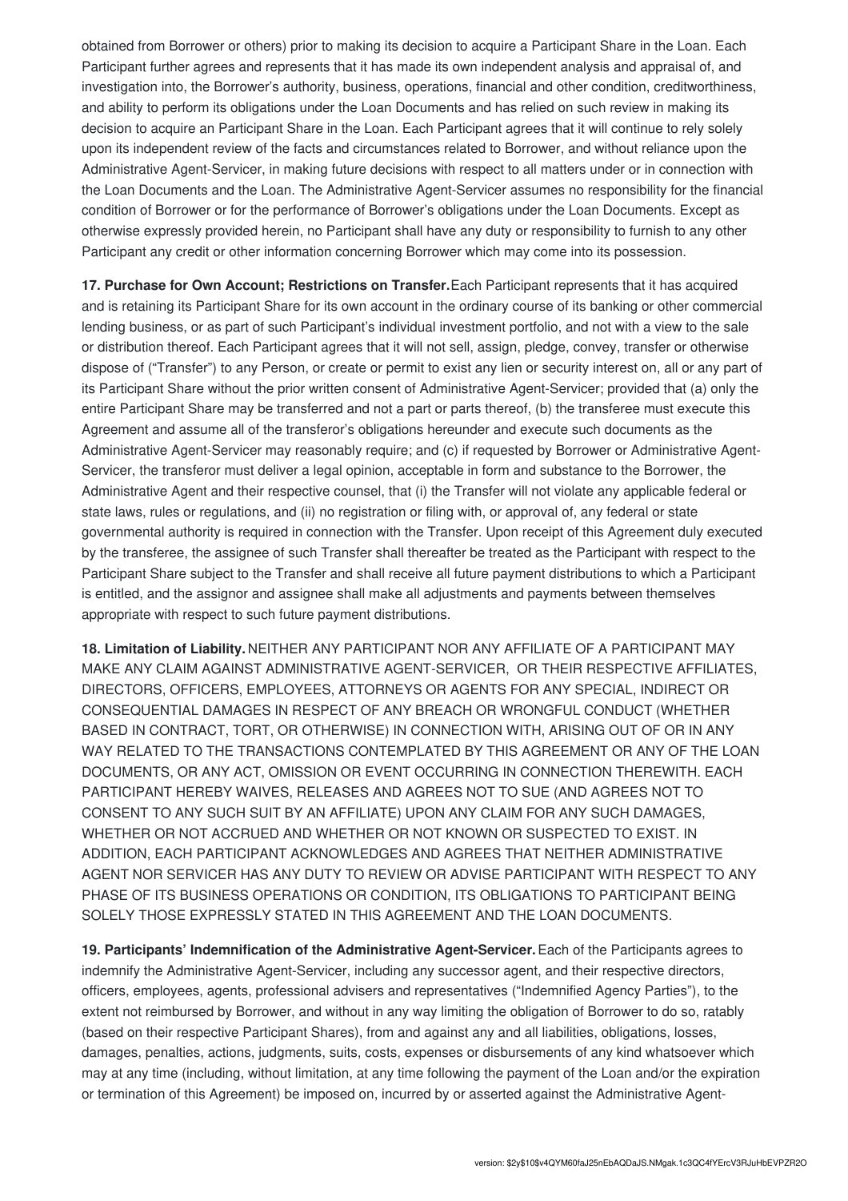obtained from Borrower or others) prior to making its decision to acquire a Participant Share in the Loan. Each Participant further agrees and represents that it has made its own independent analysis and appraisal of, and investigation into, the Borrower's authority, business, operations, financial and other condition, creditworthiness, and ability to perform its obligations under the Loan Documents and has relied on such review in making its decision to acquire an Participant Share in the Loan. Each Participant agrees that it will continue to rely solely upon its independent review of the facts and circumstances related to Borrower, and without reliance upon the Administrative Agent-Servicer, in making future decisions with respect to all matters under or in connection with the Loan Documents and the Loan. The Administrative Agent-Servicer assumes no responsibility for the financial condition of Borrower or for the performance of Borrower's obligations under the Loan Documents. Except as otherwise expressly provided herein, no Participant shall have any duty or responsibility to furnish to any other Participant any credit or other information concerning Borrower which may come into its possession.

**17. Purchase for Own Account; Restrictions on Transfer.** Each Participant represents that it has acquired and is retaining its Participant Share for its own account in the ordinary course of its banking or other commercial lending business, or as part of such Participant's individual investment portfolio, and not with a view to the sale or distribution thereof. Each Participant agrees that it will not sell, assign, pledge, convey, transfer or otherwise dispose of ("Transfer") to any Person, or create or permit to exist any lien or security interest on, all or any part of its Participant Share without the prior written consent of Administrative Agent-Servicer; provided that (a) only the entire Participant Share may be transferred and not a part or parts thereof, (b) the transferee must execute this Agreement and assume all of the transferor's obligations hereunder and execute such documents as the Administrative Agent-Servicer may reasonably require; and (c) if requested by Borrower or Administrative Agent-Servicer, the transferor must deliver a legal opinion, acceptable in form and substance to the Borrower, the Administrative Agent and their respective counsel, that (i) the Transfer will not violate any applicable federal or state laws, rules or regulations, and (ii) no registration or filing with, or approval of, any federal or state governmental authority is required in connection with the Transfer. Upon receipt of this Agreement duly executed by the transferee, the assignee of such Transfer shall thereafter be treated as the Participant with respect to the Participant Share subject to the Transfer and shall receive all future payment distributions to which a Participant is entitled, and the assignor and assignee shall make all adjustments and payments between themselves appropriate with respect to such future payment distributions.

**18. Limitation of Liability.** NEITHER ANY PARTICIPANT NOR ANY AFFILIATE OF A PARTICIPANT MAY MAKE ANY CLAIM AGAINST ADMINISTRATIVE AGENT-SERVICER, OR THEIR RESPECTIVE AFFILIATES, DIRECTORS, OFFICERS, EMPLOYEES, ATTORNEYS OR AGENTS FOR ANY SPECIAL, INDIRECT OR CONSEQUENTIAL DAMAGES IN RESPECT OF ANY BREACH OR WRONGFUL CONDUCT (WHETHER BASED IN CONTRACT, TORT, OR OTHERWISE) IN CONNECTION WITH, ARISING OUT OF OR IN ANY WAY RELATED TO THE TRANSACTIONS CONTEMPLATED BY THIS AGREEMENT OR ANY OF THE LOAN DOCUMENTS, OR ANY ACT, OMISSION OR EVENT OCCURRING IN CONNECTION THEREWITH. EACH PARTICIPANT HEREBY WAIVES, RELEASES AND AGREES NOT TO SUE (AND AGREES NOT TO CONSENT TO ANY SUCH SUIT BY AN AFFILIATE) UPON ANY CLAIM FOR ANY SUCH DAMAGES, WHETHER OR NOT ACCRUED AND WHETHER OR NOT KNOWN OR SUSPECTED TO EXIST. IN ADDITION, EACH PARTICIPANT ACKNOWLEDGES AND AGREES THAT NEITHER ADMINISTRATIVE AGENT NOR SERVICER HAS ANY DUTY TO REVIEW OR ADVISE PARTICIPANT WITH RESPECT TO ANY PHASE OF ITS BUSINESS OPERATIONS OR CONDITION, ITS OBLIGATIONS TO PARTICIPANT BEING SOLELY THOSE EXPRESSLY STATED IN THIS AGREEMENT AND THE LOAN DOCUMENTS.

**19. Participants' Indemnification of the Administrative Agent-Servicer.** Each of the Participants agrees to indemnify the Administrative Agent-Servicer, including any successor agent, and their respective directors, officers, employees, agents, professional advisers and representatives ("Indemnified Agency Parties"), to the extent not reimbursed by Borrower, and without in any way limiting the obligation of Borrower to do so, ratably (based on their respective Participant Shares), from and against any and all liabilities, obligations, losses, damages, penalties, actions, judgments, suits, costs, expenses or disbursements of any kind whatsoever which may at any time (including, without limitation, at any time following the payment of the Loan and/or the expiration or termination of this Agreement) be imposed on, incurred by or asserted against the Administrative Agent-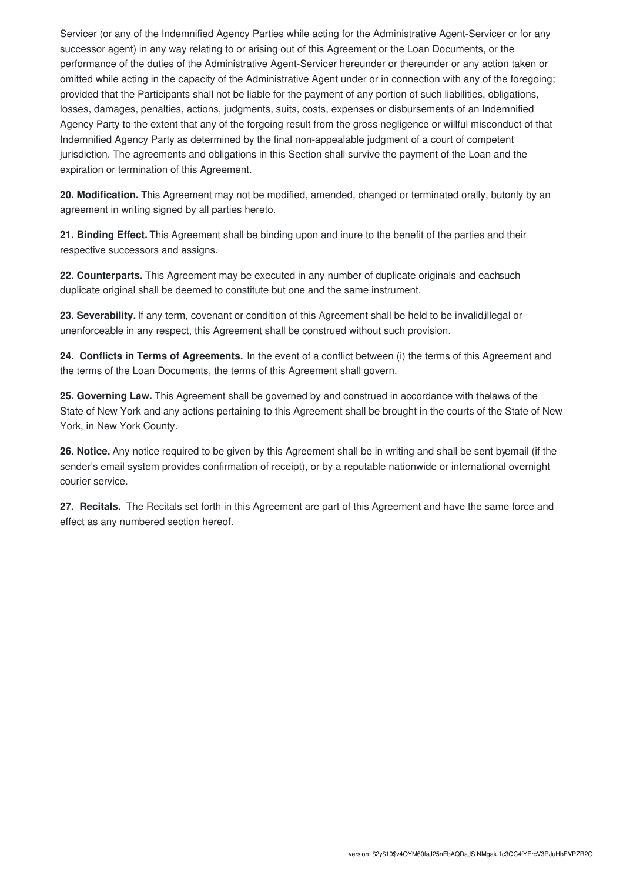Servicer (or any of the Indemnified Agency Parties while acting for the Administrative Agent-Servicer or for any successor agent) in any way relating to or arising out of this Agreement or the Loan Documents, or the performance of the duties of the Administrative Agent-Servicer hereunder or thereunder or any action taken or omitted while acting in the capacity of the Administrative Agent under or in connection with any of the foregoing; provided that the Participants shall not be liable for the payment of any portion of such liabilities, obligations, losses, damages, penalties, actions, judgments, suits, costs, expenses or disbursements of an Indemnified Agency Party to the extent that any of the forgoing result from the gross negligence or willful misconduct of that Indemnified Agency Party as determined by the final non-appealable judgment of a court of competent jurisdiction. The agreements and obligations in this Section shall survive the payment of the Loan and the expiration or termination of this Agreement.

**20. Modification.** This Agreement may not be modified, amended, changed or terminated orally, butonly by an agreement in writing signed by all parties hereto.

**21. Binding Effect.** This Agreement shall be binding upon and inure to the benefit of the parties and their respective successors and assigns.

**22. Counterparts.** This Agreement may be executed in any number of duplicate originals and eachsuch duplicate original shall be deemed to constitute but one and the same instrument.

**23. Severability.** If any term, covenant or condition of this Agreement shall be held to be invalid,illegal or unenforceable in any respect, this Agreement shall be construed without such provision.

**24. Conflicts in Terms of Agreements.** In the event of a conflict between (i) the terms of this Agreement and the terms of the Loan Documents, the terms of this Agreement shall govern.

**25. Governing Law.** This Agreement shall be governed by and construed in accordance with thelaws of the State of New York and any actions pertaining to this Agreement shall be brought in the courts of the State of New York, in New York County.

**26. Notice.** Any notice required to be given by this Agreement shall be in writing and shall be sent byemail (if the sender's email system provides confirmation of receipt), or by a reputable nationwide or international overnight courier service.

**27. Recitals.** The Recitals set forth in this Agreement are part of this Agreement and have the same force and effect as any numbered section hereof.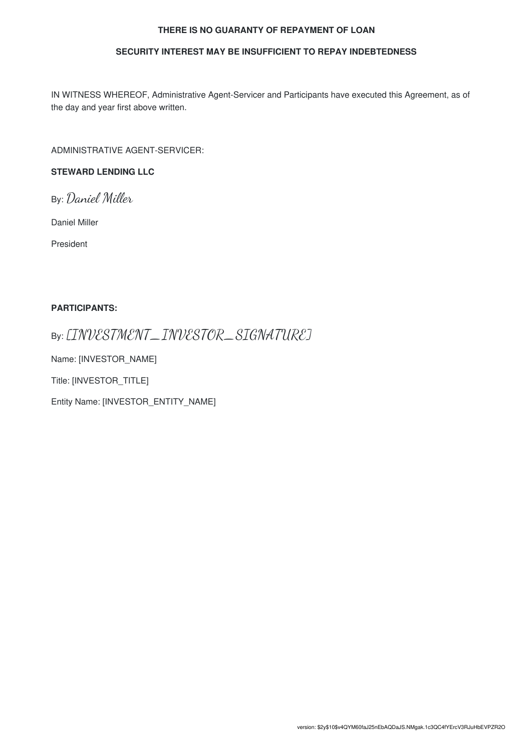**THERE IS NO GUARANTY OF REPAYMENT OF LOAN**

**SECURITY INTEREST MAY BE INSUFFICIENT TO REPAY INDEBTEDNESS**

IN WITNESS WHEREOF, Administrative Agent-Servicer and Participants have executed this Agreement, as of the day and year first above written.

ADMINISTRATIVE AGENT-SERVICER:

**STEWARD LENDING LLC**

By: *Daniel Miller*

Daniel Miller

President

**PARTICIPANTS:**

By: *[INVESTMENT_INVESTOR_SIGNATURE]*

Name: [INVESTOR_NAME]

Title: [INVESTOR_TITLE]

Entity Name: [INVESTOR_ENTITY_NAME]

version: $2y$10$v4QYM60faJ25nEbAQDaJS.NMgak.1c3QC4fYErcV3RJuHbEVPZR2O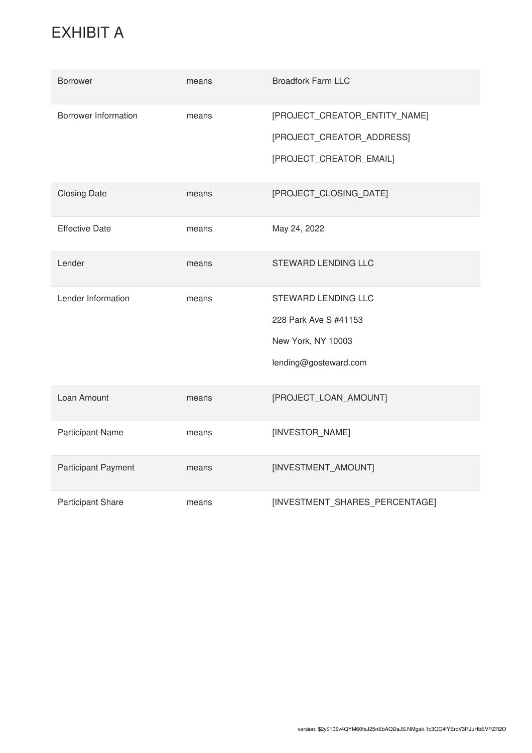# EXHIBIT A

| | | |
|---|---|---|
| Borrower | means | Broadfork Farm LLC |
| Borrower Information | means | [PROJECT_CREATOR_ENTITY_NAME]<br>[PROJECT_CREATOR_ADDRESS]<br>[PROJECT_CREATOR_EMAIL] |
| Closing Date | means | [PROJECT_CLOSING_DATE] |
| Effective Date | means | May 24, 2022 |
| Lender | means | STEWARD LENDING LLC |
| Lender Information | means | STEWARD LENDING LLC<br>228 Park Ave S #41153<br>New York, NY 10003<br>lending@gosteward.com |
| Loan Amount | means | [PROJECT_LOAN_AMOUNT] |
| Participant Name | means | [INVESTOR_NAME] |
| Participant Payment | means | [INVESTMENT_AMOUNT] |
| Participant Share | means | [INVESTMENT_SHARES_PERCENTAGE] |

version: $2y$10$v4QYM60faJ25nEbAQDaJS.NMgak.1c3QC4fYErcV3RJuHbEVPZR2O